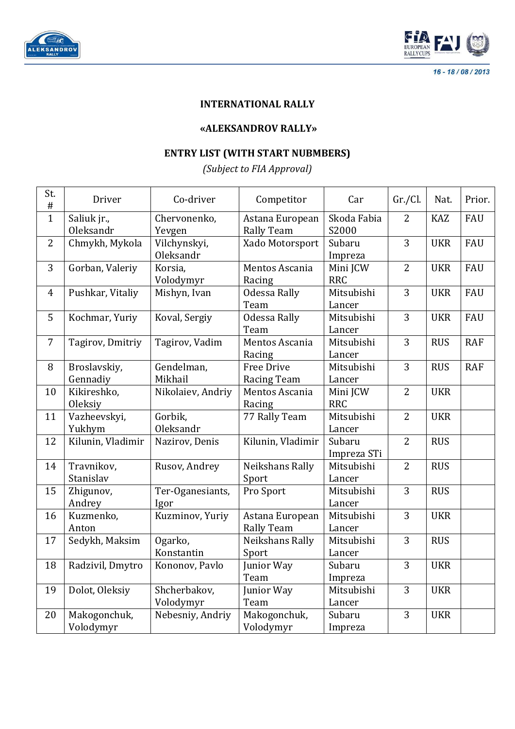16 - 18 / 08 / 2013

**INTERNATIONAL RALLY**

**«ALEKSANDROV RALLY»**

**ENTRY LIST (WITH START NUBMBERS)**

*(Subject to FIA Approval)*

| St. # | Driver | Co-driver | Competitor | Car | Gr./Cl. | Nat. | Prior. |
|---|---|---|---|---|---|---|---|
| 1 | Saliuk jr., Oleksandr | Chervonenko, Yevgen | Astana European Rally Team | Skoda Fabia S2000 | 2 | KAZ | FAU |
| 2 | Chmykh, Mykola | Vilchynskyi, Oleksandr | Xado Motorsport | Subaru Impreza | 3 | UKR | FAU |
| 3 | Gorban, Valeriy | Korsia, Volodymyr | Mentos Ascania Racing | Mini JCW RRC | 2 | UKR | FAU |
| 4 | Pushkar, Vitaliy | Mishyn, Ivan | Odessa Rally Team | Mitsubishi Lancer | 3 | UKR | FAU |
| 5 | Kochmar, Yuriy | Koval, Sergiy | Odessa Rally Team | Mitsubishi Lancer | 3 | UKR | FAU |
| 7 | Tagirov, Dmitriy | Tagirov, Vadim | Mentos Ascania Racing | Mitsubishi Lancer | 3 | RUS | RAF |
| 8 | Broslavskiy, Gennadiy | Gendelman, Mikhail | Free Drive Racing Team | Mitsubishi Lancer | 3 | RUS | RAF |
| 10 | Kikireshko, Oleksiy | Nikolaiev, Andriy | Mentos Ascania Racing | Mini JCW RRC | 2 | UKR | |
| 11 | Vazheevskyi, Yukhym | Gorbik, Oleksandr | 77 Rally Team | Mitsubishi Lancer | 2 | UKR | |
| 12 | Kilunin, Vladimir | Nazirov, Denis | Kilunin, Vladimir | Subaru Impreza STi | 2 | RUS | |
| 14 | Travnikov, Stanislav | Rusov, Andrey | Neikshans Rally Sport | Mitsubishi Lancer | 2 | RUS | |
| 15 | Zhigunov, Andrey | Ter-Oganesiants, Igor | Pro Sport | Mitsubishi Lancer | 3 | RUS | |
| 16 | Kuzmenko, Anton | Kuzminov, Yuriy | Astana European Rally Team | Mitsubishi Lancer | 3 | UKR | |
| 17 | Sedykh, Maksim | Ogarko, Konstantin | Neikshans Rally Sport | Mitsubishi Lancer | 3 | RUS | |
| 18 | Radzivil, Dmytro | Kononov, Pavlo | Junior Way Team | Subaru Impreza | 3 | UKR | |
| 19 | Dolot, Oleksiy | Shcherbakov, Volodymyr | Junior Way Team | Mitsubishi Lancer | 3 | UKR | |
| 20 | Makogonchuk, Volodymyr | Nebesniy, Andriy | Makogonchuk, Volodymyr | Subaru Impreza | 3 | UKR | |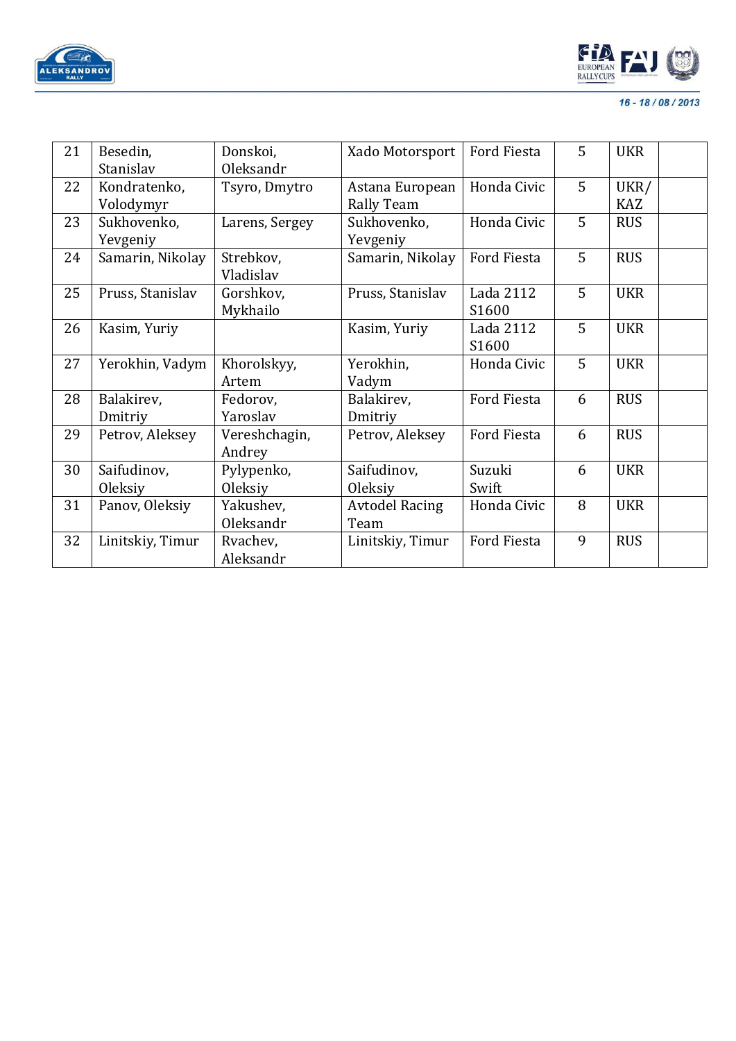| | | | | | | | |
|---|---|---|---|---|---|---|---|
| 21 | Besedin, Stanislav | Donskoi, Oleksandr | Xado Motorsport | Ford Fiesta | 5 | UKR | |
| 22 | Kondratenko, Volodymyr | Tsyro, Dmytro | Astana European Rally Team | Honda Civic | 5 | UKR/ KAZ | |
| 23 | Sukhovenko, Yevgeniy | Larens, Sergey | Sukhovenko, Yevgeniy | Honda Civic | 5 | RUS | |
| 24 | Samarin, Nikolay | Strebkov, Vladislav | Samarin, Nikolay | Ford Fiesta | 5 | RUS | |
| 25 | Pruss, Stanislav | Gorshkov, Mykhailo | Pruss, Stanislav | Lada 2112 S1600 | 5 | UKR | |
| 26 | Kasim, Yuriy | | Kasim, Yuriy | Lada 2112 S1600 | 5 | UKR | |
| 27 | Yerokhin, Vadym | Khorolskyy, Artem | Yerokhin, Vadym | Honda Civic | 5 | UKR | |
| 28 | Balakirev, Dmitriy | Fedorov, Yaroslav | Balakirev, Dmitriy | Ford Fiesta | 6 | RUS | |
| 29 | Petrov, Aleksey | Vereshchagin, Andrey | Petrov, Aleksey | Ford Fiesta | 6 | RUS | |
| 30 | Saifudinov, Oleksiy | Pylypenko, Oleksiy | Saifudinov, Oleksiy | Suzuki Swift | 6 | UKR | |
| 31 | Panov, Oleksiy | Yakushev, Oleksandr | Avtodel Racing Team | Honda Civic | 8 | UKR | |
| 32 | Linitskiy, Timur | Rvachev, Aleksandr | Linitskiy, Timur | Ford Fiesta | 9 | RUS | |